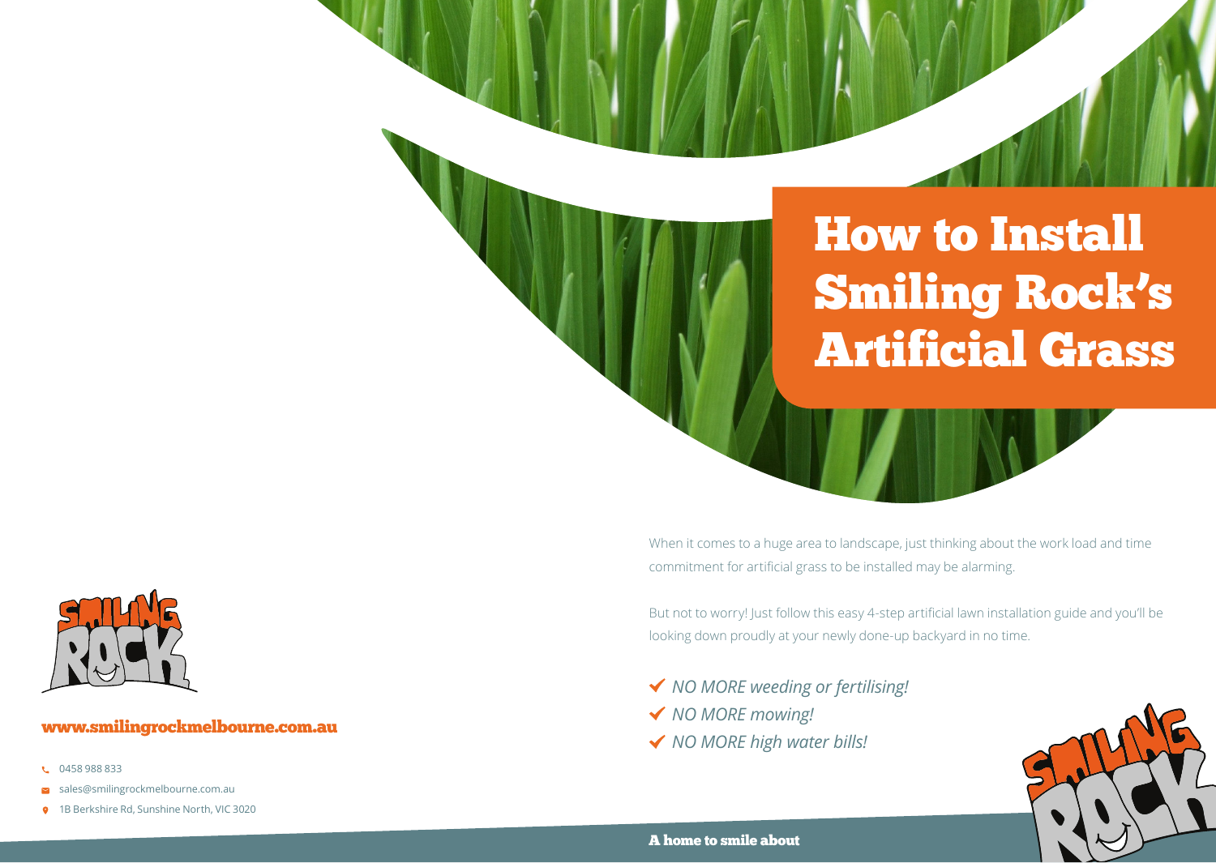# How to Install Smiling Rock's Artificial Grass

When it comes to a huge area to landscape, just thinking about the work load and time commitment for artificial grass to be installed may be alarming.

But not to worry! Just follow this easy 4-step artificial lawn installation guide and you'll be looking down proudly at your newly done-up backyard in no time.

- ✔ *NO MORE weeding or fertilising!*
- ✔ *NO MORE mowing!*
- ✔ *NO MORE high water bills!*

**www.smilingrockmelbourne.com.au**

- 0458 988 833
- sales@smilingrockmelbourne.com.au
- 1B Berkshire Rd, Sunshine North, VIC 3020

**A home to smile about**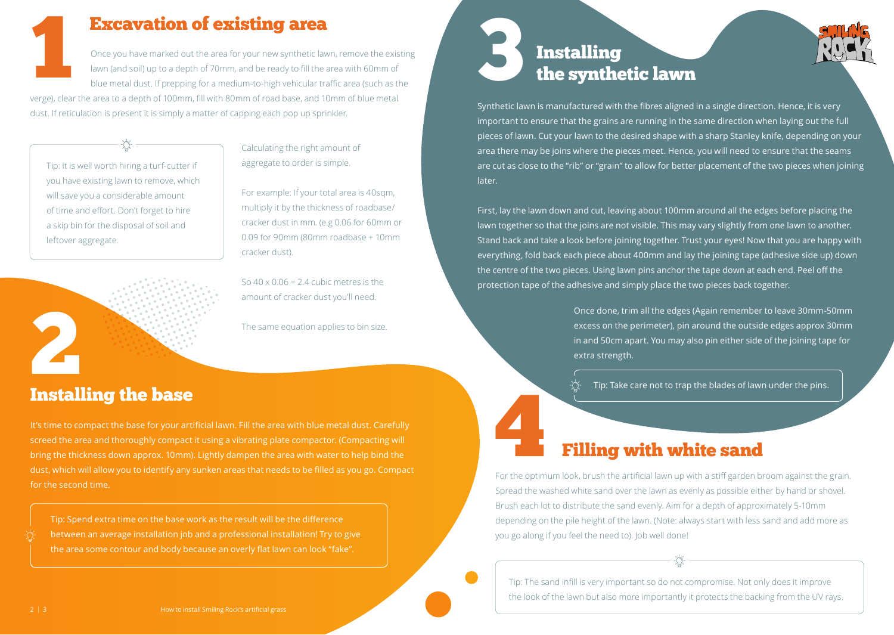## 1 Excavation of existing area

Once you have marked out the area for your new synthetic lawn, remove the existing lawn (and soil) up to a depth of 70mm, and be ready to fill the area with 60mm of blue metal dust. If prepping for a medium-to-high vehicular traffic area (such as the verge), clear the area to a depth of 100mm, fill with 80mm of road base, and 10mm of blue metal dust. If reticulation is present it is simply a matter of capping each pop up sprinkler.

> Tip: It is well worth hiring a turf-cutter if you have existing lawn to remove, which will save you a considerable amount of time and effort. Don't forget to hire a skip bin for the disposal of soil and leftover aggregate.

Calculating the right amount of aggregate to order is simple.

For example: If your total area is 40sqm, multiply it by the thickness of roadbase/cracker dust in mm. (e.g 0.06 for 60mm or 0.09 for 90mm (80mm roadbase + 10mm cracker dust).

So 40 x 0.06 = 2.4 cubic metres is the amount of cracker dust you'll need.

The same equation applies to bin size.

## 2 Installing the base

It's time to compact the base for your artificial lawn. Fill the area with blue metal dust. Carefully screed the area and thoroughly compact it using a vibrating plate compactor. (Compacting will bring the thickness down approx. 10mm). Lightly dampen the area with water to help bind the dust, which will allow you to identify any sunken areas that needs to be filled as you go. Compact for the second time.

> Tip: Spend extra time on the base work as the result will be the difference between an average installation job and a professional installation! Try to give the area some contour and body because an overly flat lawn can look "fake".

## 3 Installing the synthetic lawn

Synthetic lawn is manufactured with the fibres aligned in a single direction. Hence, it is very important to ensure that the grains are running in the same direction when laying out the full pieces of lawn. Cut your lawn to the desired shape with a sharp Stanley knife, depending on your area there may be joins where the pieces meet. Hence, you will need to ensure that the seams are cut as close to the "rib" or "grain" to allow for better placement of the two pieces when joining later.

First, lay the lawn down and cut, leaving about 100mm around all the edges before placing the lawn together so that the joins are not visible. This may vary slightly from one lawn to another. Stand back and take a look before joining together. Trust your eyes! Now that you are happy with everything, fold back each piece about 400mm and lay the joining tape (adhesive side up) down the centre of the two pieces. Using lawn pins anchor the tape down at each end. Peel off the protection tape of the adhesive and simply place the two pieces back together.

Once done, trim all the edges (Again remember to leave 30mm-50mm excess on the perimeter), pin around the outside edges approx 30mm in and 50cm apart. You may also pin either side of the joining tape for extra strength.

> Tip: Take care not to trap the blades of lawn under the pins.

## 4 Filling with white sand

For the optimum look, brush the artificial lawn up with a stiff garden broom against the grain. Spread the washed white sand over the lawn as evenly as possible either by hand or shovel. Brush each lot to distribute the sand evenly. Aim for a depth of approximately 5-10mm depending on the pile height of the lawn. (Note: always start with less sand and add more as you go along if you feel the need to). Job well done!

> Tip: The sand infill is very important so do not compromise. Not only does it improve the look of the lawn but also more importantly it protects the backing from the UV rays.